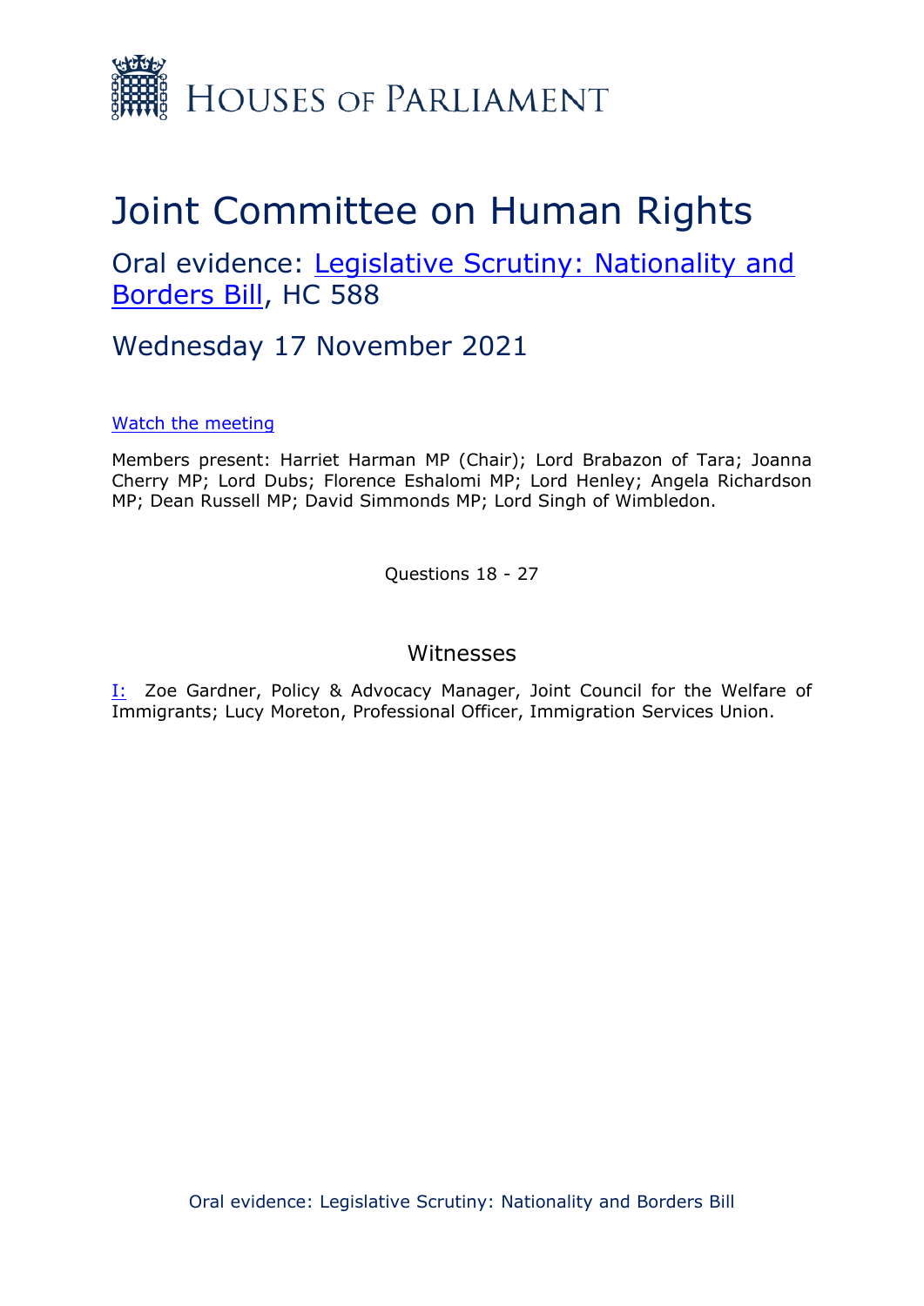HOUSES OF PARLIAMENT

# Joint Committee on Human Rights

## Oral evidence: Legislative Scrutiny: Nationality and Borders Bill, HC 588

## Wednesday 17 November 2021

Watch the meeting

Members present: Harriet Harman MP (Chair); Lord Brabazon of Tara; Joanna Cherry MP; Lord Dubs; Florence Eshalomi MP; Lord Henley; Angela Richardson MP; Dean Russell MP; David Simmonds MP; Lord Singh of Wimbledon.

Questions 18 - 27

### Witnesses

I: Zoe Gardner, Policy & Advocacy Manager, Joint Council for the Welfare of Immigrants; Lucy Moreton, Professional Officer, Immigration Services Union.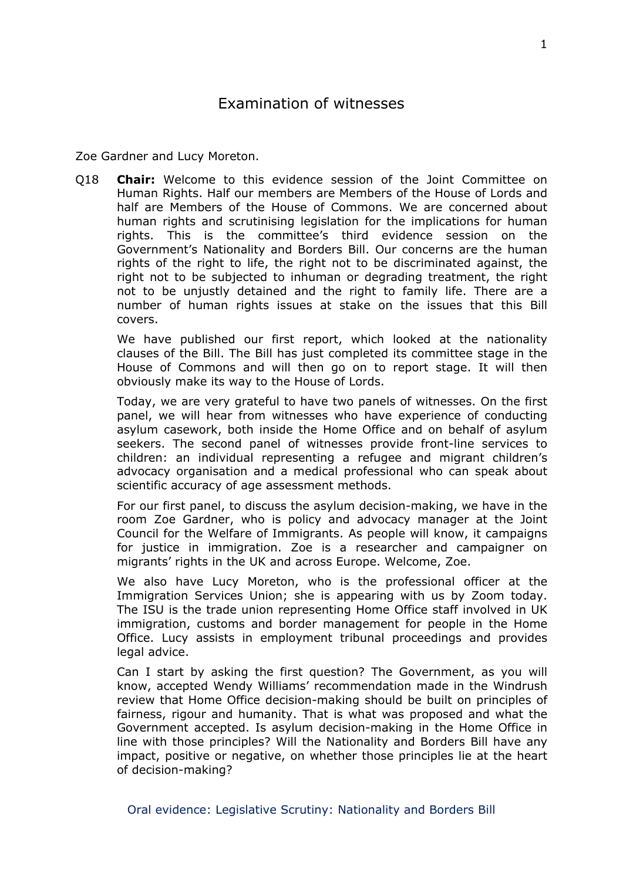# Examination of witnesses

Zoe Gardner and Lucy Moreton.

Q18 **Chair:** Welcome to this evidence session of the Joint Committee on Human Rights. Half our members are Members of the House of Lords and half are Members of the House of Commons. We are concerned about human rights and scrutinising legislation for the implications for human rights. This is the committee's third evidence session on the Government's Nationality and Borders Bill. Our concerns are the human rights of the right to life, the right not to be discriminated against, the right not to be subjected to inhuman or degrading treatment, the right not to be unjustly detained and the right to family life. There are a number of human rights issues at stake on the issues that this Bill covers.

We have published our first report, which looked at the nationality clauses of the Bill. The Bill has just completed its committee stage in the House of Commons and will then go on to report stage. It will then obviously make its way to the House of Lords.

Today, we are very grateful to have two panels of witnesses. On the first panel, we will hear from witnesses who have experience of conducting asylum casework, both inside the Home Office and on behalf of asylum seekers. The second panel of witnesses provide front-line services to children: an individual representing a refugee and migrant children's advocacy organisation and a medical professional who can speak about scientific accuracy of age assessment methods.

For our first panel, to discuss the asylum decision-making, we have in the room Zoe Gardner, who is policy and advocacy manager at the Joint Council for the Welfare of Immigrants. As people will know, it campaigns for justice in immigration. Zoe is a researcher and campaigner on migrants' rights in the UK and across Europe. Welcome, Zoe.

We also have Lucy Moreton, who is the professional officer at the Immigration Services Union; she is appearing with us by Zoom today. The ISU is the trade union representing Home Office staff involved in UK immigration, customs and border management for people in the Home Office. Lucy assists in employment tribunal proceedings and provides legal advice.

Can I start by asking the first question? The Government, as you will know, accepted Wendy Williams' recommendation made in the Windrush review that Home Office decision-making should be built on principles of fairness, rigour and humanity. That is what was proposed and what the Government accepted. Is asylum decision-making in the Home Office in line with those principles? Will the Nationality and Borders Bill have any impact, positive or negative, on whether those principles lie at the heart of decision-making?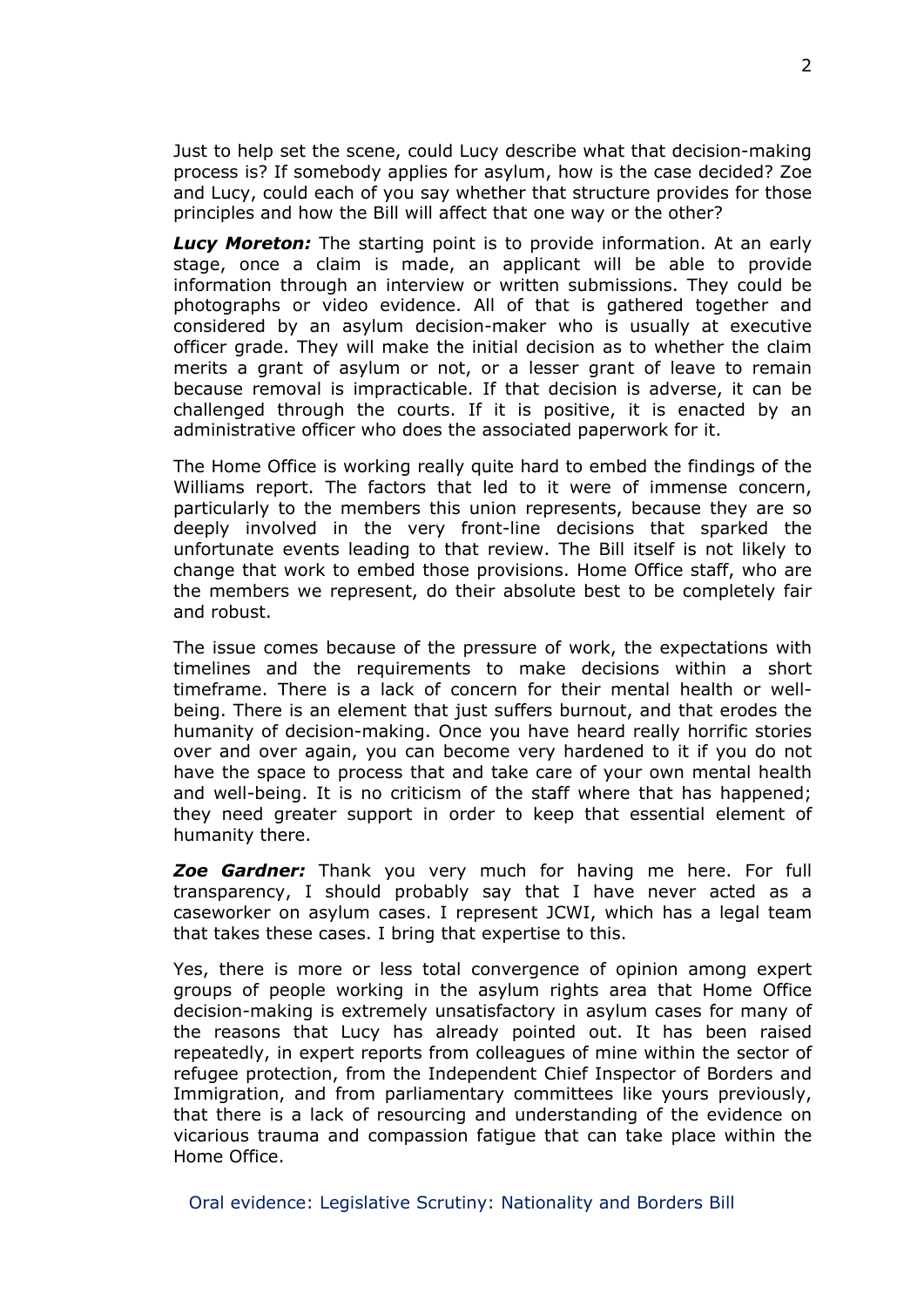Just to help set the scene, could Lucy describe what that decision-making process is? If somebody applies for asylum, how is the case decided? Zoe and Lucy, could each of you say whether that structure provides for those principles and how the Bill will affect that one way or the other?

***Lucy Moreton:*** The starting point is to provide information. At an early stage, once a claim is made, an applicant will be able to provide information through an interview or written submissions. They could be photographs or video evidence. All of that is gathered together and considered by an asylum decision-maker who is usually at executive officer grade. They will make the initial decision as to whether the claim merits a grant of asylum or not, or a lesser grant of leave to remain because removal is impracticable. If that decision is adverse, it can be challenged through the courts. If it is positive, it is enacted by an administrative officer who does the associated paperwork for it.

The Home Office is working really quite hard to embed the findings of the Williams report. The factors that led to it were of immense concern, particularly to the members this union represents, because they are so deeply involved in the very front-line decisions that sparked the unfortunate events leading to that review. The Bill itself is not likely to change that work to embed those provisions. Home Office staff, who are the members we represent, do their absolute best to be completely fair and robust.

The issue comes because of the pressure of work, the expectations with timelines and the requirements to make decisions within a short timeframe. There is a lack of concern for their mental health or well-being. There is an element that just suffers burnout, and that erodes the humanity of decision-making. Once you have heard really horrific stories over and over again, you can become very hardened to it if you do not have the space to process that and take care of your own mental health and well-being. It is no criticism of the staff where that has happened; they need greater support in order to keep that essential element of humanity there.

***Zoe Gardner:*** Thank you very much for having me here. For full transparency, I should probably say that I have never acted as a caseworker on asylum cases. I represent JCWI, which has a legal team that takes these cases. I bring that expertise to this.

Yes, there is more or less total convergence of opinion among expert groups of people working in the asylum rights area that Home Office decision-making is extremely unsatisfactory in asylum cases for many of the reasons that Lucy has already pointed out. It has been raised repeatedly, in expert reports from colleagues of mine within the sector of refugee protection, from the Independent Chief Inspector of Borders and Immigration, and from parliamentary committees like yours previously, that there is a lack of resourcing and understanding of the evidence on vicarious trauma and compassion fatigue that can take place within the Home Office.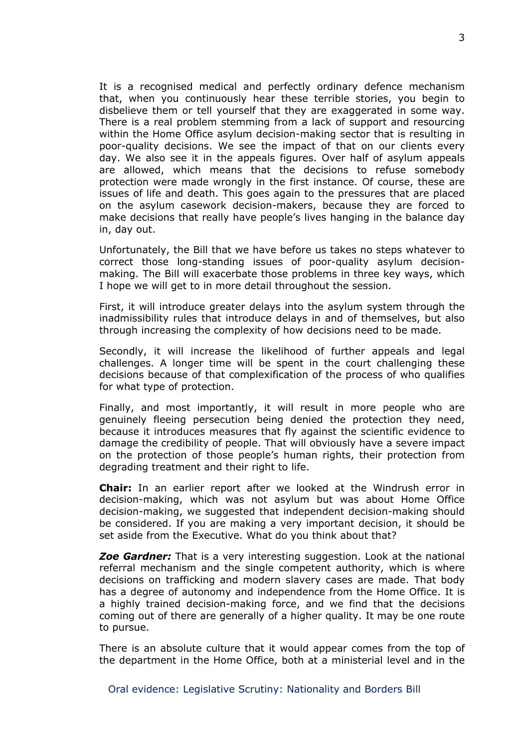It is a recognised medical and perfectly ordinary defence mechanism that, when you continuously hear these terrible stories, you begin to disbelieve them or tell yourself that they are exaggerated in some way. There is a real problem stemming from a lack of support and resourcing within the Home Office asylum decision-making sector that is resulting in poor-quality decisions. We see the impact of that on our clients every day. We also see it in the appeals figures. Over half of asylum appeals are allowed, which means that the decisions to refuse somebody protection were made wrongly in the first instance. Of course, these are issues of life and death. This goes again to the pressures that are placed on the asylum casework decision-makers, because they are forced to make decisions that really have people's lives hanging in the balance day in, day out.

Unfortunately, the Bill that we have before us takes no steps whatever to correct those long-standing issues of poor-quality asylum decision-making. The Bill will exacerbate those problems in three key ways, which I hope we will get to in more detail throughout the session.

First, it will introduce greater delays into the asylum system through the inadmissibility rules that introduce delays in and of themselves, but also through increasing the complexity of how decisions need to be made.

Secondly, it will increase the likelihood of further appeals and legal challenges. A longer time will be spent in the court challenging these decisions because of that complexification of the process of who qualifies for what type of protection.

Finally, and most importantly, it will result in more people who are genuinely fleeing persecution being denied the protection they need, because it introduces measures that fly against the scientific evidence to damage the credibility of people. That will obviously have a severe impact on the protection of those people's human rights, their protection from degrading treatment and their right to life.

**Chair:** In an earlier report after we looked at the Windrush error in decision-making, which was not asylum but was about Home Office decision-making, we suggested that independent decision-making should be considered. If you are making a very important decision, it should be set aside from the Executive. What do you think about that?

***Zoe Gardner:*** That is a very interesting suggestion. Look at the national referral mechanism and the single competent authority, which is where decisions on trafficking and modern slavery cases are made. That body has a degree of autonomy and independence from the Home Office. It is a highly trained decision-making force, and we find that the decisions coming out of there are generally of a higher quality. It may be one route to pursue.

There is an absolute culture that it would appear comes from the top of the department in the Home Office, both at a ministerial level and in the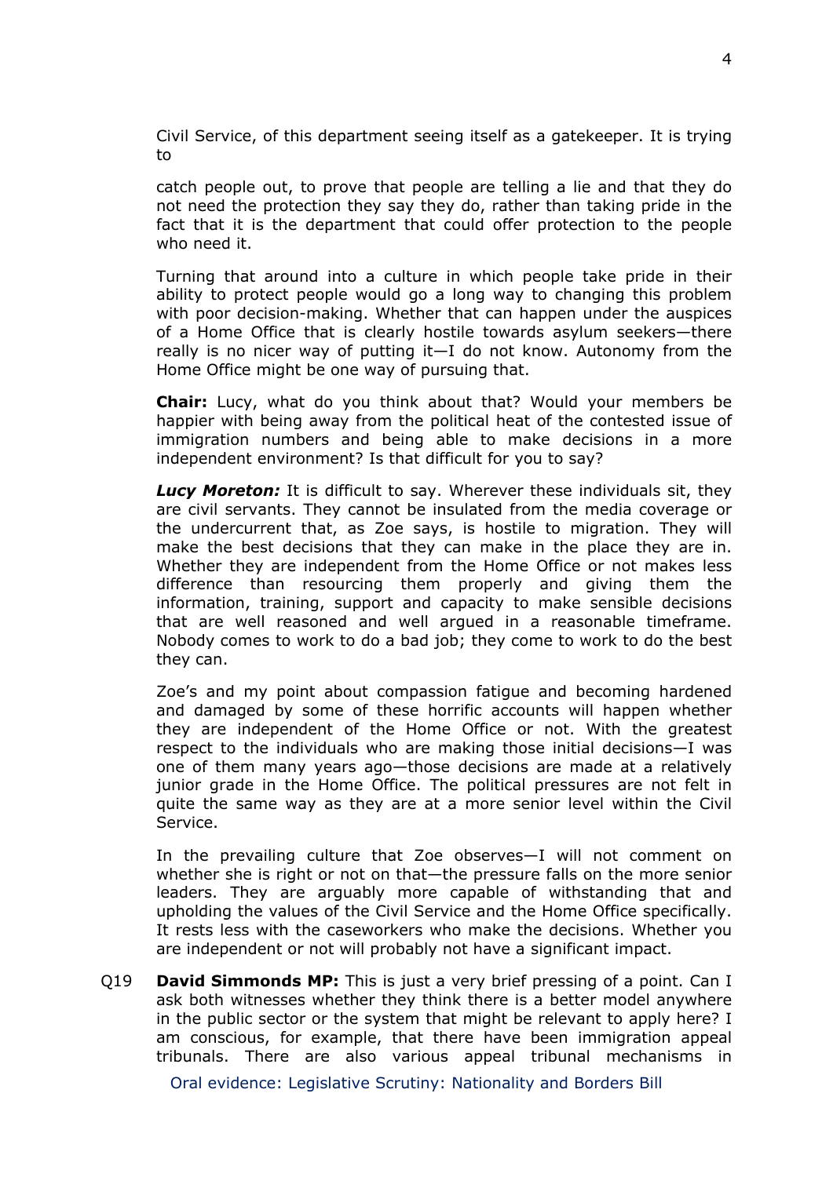Civil Service, of this department seeing itself as a gatekeeper. It is trying to

catch people out, to prove that people are telling a lie and that they do not need the protection they say they do, rather than taking pride in the fact that it is the department that could offer protection to the people who need it.

Turning that around into a culture in which people take pride in their ability to protect people would go a long way to changing this problem with poor decision-making. Whether that can happen under the auspices of a Home Office that is clearly hostile towards asylum seekers—there really is no nicer way of putting it—I do not know. Autonomy from the Home Office might be one way of pursuing that.

**Chair:** Lucy, what do you think about that? Would your members be happier with being away from the political heat of the contested issue of immigration numbers and being able to make decisions in a more independent environment? Is that difficult for you to say?

***Lucy Moreton:*** It is difficult to say. Wherever these individuals sit, they are civil servants. They cannot be insulated from the media coverage or the undercurrent that, as Zoe says, is hostile to migration. They will make the best decisions that they can make in the place they are in. Whether they are independent from the Home Office or not makes less difference than resourcing them properly and giving them the information, training, support and capacity to make sensible decisions that are well reasoned and well argued in a reasonable timeframe. Nobody comes to work to do a bad job; they come to work to do the best they can.

Zoe's and my point about compassion fatigue and becoming hardened and damaged by some of these horrific accounts will happen whether they are independent of the Home Office or not. With the greatest respect to the individuals who are making those initial decisions—I was one of them many years ago—those decisions are made at a relatively junior grade in the Home Office. The political pressures are not felt in quite the same way as they are at a more senior level within the Civil Service.

In the prevailing culture that Zoe observes—I will not comment on whether she is right or not on that—the pressure falls on the more senior leaders. They are arguably more capable of withstanding that and upholding the values of the Civil Service and the Home Office specifically. It rests less with the caseworkers who make the decisions. Whether you are independent or not will probably not have a significant impact.

Q19 **David Simmonds MP:** This is just a very brief pressing of a point. Can I ask both witnesses whether they think there is a better model anywhere in the public sector or the system that might be relevant to apply here? I am conscious, for example, that there have been immigration appeal tribunals. There are also various appeal tribunal mechanisms in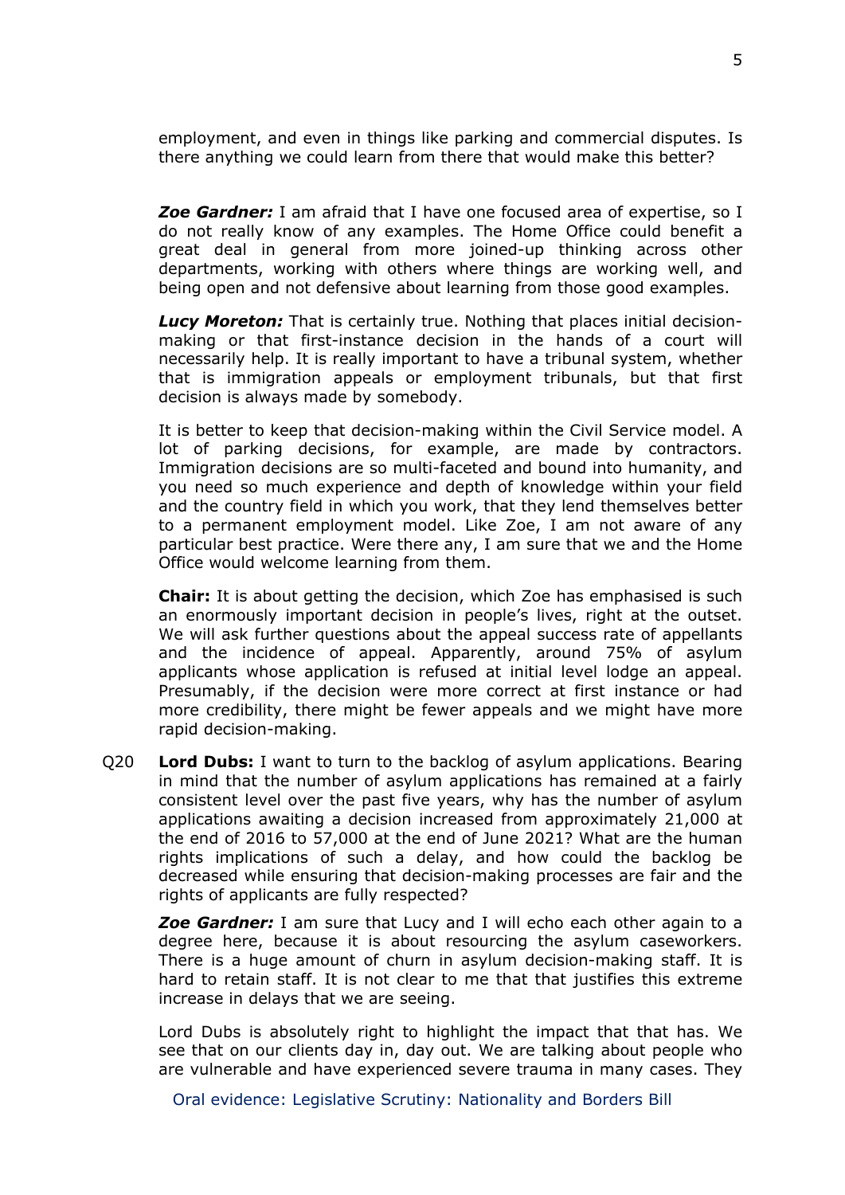employment, and even in things like parking and commercial disputes. Is there anything we could learn from there that would make this better?

***Zoe Gardner:*** I am afraid that I have one focused area of expertise, so I do not really know of any examples. The Home Office could benefit a great deal in general from more joined-up thinking across other departments, working with others where things are working well, and being open and not defensive about learning from those good examples.

***Lucy Moreton:*** That is certainly true. Nothing that places initial decision-making or that first-instance decision in the hands of a court will necessarily help. It is really important to have a tribunal system, whether that is immigration appeals or employment tribunals, but that first decision is always made by somebody.

It is better to keep that decision-making within the Civil Service model. A lot of parking decisions, for example, are made by contractors. Immigration decisions are so multi-faceted and bound into humanity, and you need so much experience and depth of knowledge within your field and the country field in which you work, that they lend themselves better to a permanent employment model. Like Zoe, I am not aware of any particular best practice. Were there any, I am sure that we and the Home Office would welcome learning from them.

**Chair:** It is about getting the decision, which Zoe has emphasised is such an enormously important decision in people's lives, right at the outset. We will ask further questions about the appeal success rate of appellants and the incidence of appeal. Apparently, around 75% of asylum applicants whose application is refused at initial level lodge an appeal. Presumably, if the decision were more correct at first instance or had more credibility, there might be fewer appeals and we might have more rapid decision-making.

Q20 **Lord Dubs:** I want to turn to the backlog of asylum applications. Bearing in mind that the number of asylum applications has remained at a fairly consistent level over the past five years, why has the number of asylum applications awaiting a decision increased from approximately 21,000 at the end of 2016 to 57,000 at the end of June 2021? What are the human rights implications of such a delay, and how could the backlog be decreased while ensuring that decision-making processes are fair and the rights of applicants are fully respected?

***Zoe Gardner:*** I am sure that Lucy and I will echo each other again to a degree here, because it is about resourcing the asylum caseworkers. There is a huge amount of churn in asylum decision-making staff. It is hard to retain staff. It is not clear to me that that justifies this extreme increase in delays that we are seeing.

Lord Dubs is absolutely right to highlight the impact that that has. We see that on our clients day in, day out. We are talking about people who are vulnerable and have experienced severe trauma in many cases. They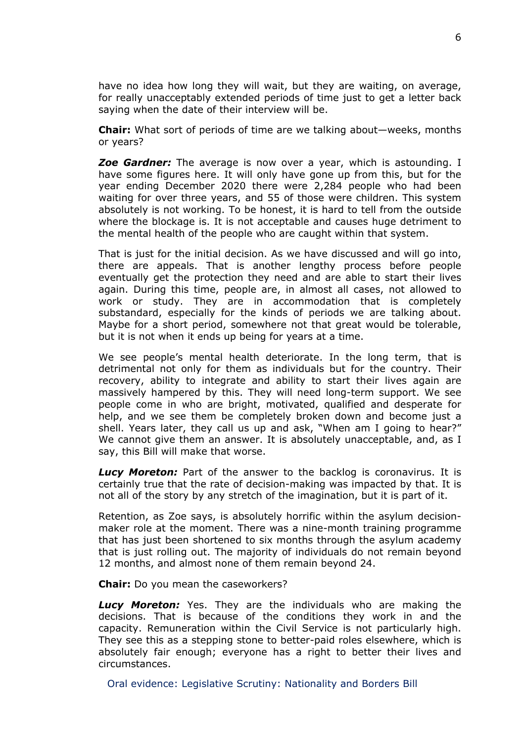have no idea how long they will wait, but they are waiting, on average, for really unacceptably extended periods of time just to get a letter back saying when the date of their interview will be.

**Chair:** What sort of periods of time are we talking about—weeks, months or years?

***Zoe Gardner:*** The average is now over a year, which is astounding. I have some figures here. It will only have gone up from this, but for the year ending December 2020 there were 2,284 people who had been waiting for over three years, and 55 of those were children. This system absolutely is not working. To be honest, it is hard to tell from the outside where the blockage is. It is not acceptable and causes huge detriment to the mental health of the people who are caught within that system.

That is just for the initial decision. As we have discussed and will go into, there are appeals. That is another lengthy process before people eventually get the protection they need and are able to start their lives again. During this time, people are, in almost all cases, not allowed to work or study. They are in accommodation that is completely substandard, especially for the kinds of periods we are talking about. Maybe for a short period, somewhere not that great would be tolerable, but it is not when it ends up being for years at a time.

We see people's mental health deteriorate. In the long term, that is detrimental not only for them as individuals but for the country. Their recovery, ability to integrate and ability to start their lives again are massively hampered by this. They will need long-term support. We see people come in who are bright, motivated, qualified and desperate for help, and we see them be completely broken down and become just a shell. Years later, they call us up and ask, "When am I going to hear?" We cannot give them an answer. It is absolutely unacceptable, and, as I say, this Bill will make that worse.

***Lucy Moreton:*** Part of the answer to the backlog is coronavirus. It is certainly true that the rate of decision-making was impacted by that. It is not all of the story by any stretch of the imagination, but it is part of it.

Retention, as Zoe says, is absolutely horrific within the asylum decision-maker role at the moment. There was a nine-month training programme that has just been shortened to six months through the asylum academy that is just rolling out. The majority of individuals do not remain beyond 12 months, and almost none of them remain beyond 24.

**Chair:** Do you mean the caseworkers?

***Lucy Moreton:*** Yes. They are the individuals who are making the decisions. That is because of the conditions they work in and the capacity. Remuneration within the Civil Service is not particularly high. They see this as a stepping stone to better-paid roles elsewhere, which is absolutely fair enough; everyone has a right to better their lives and circumstances.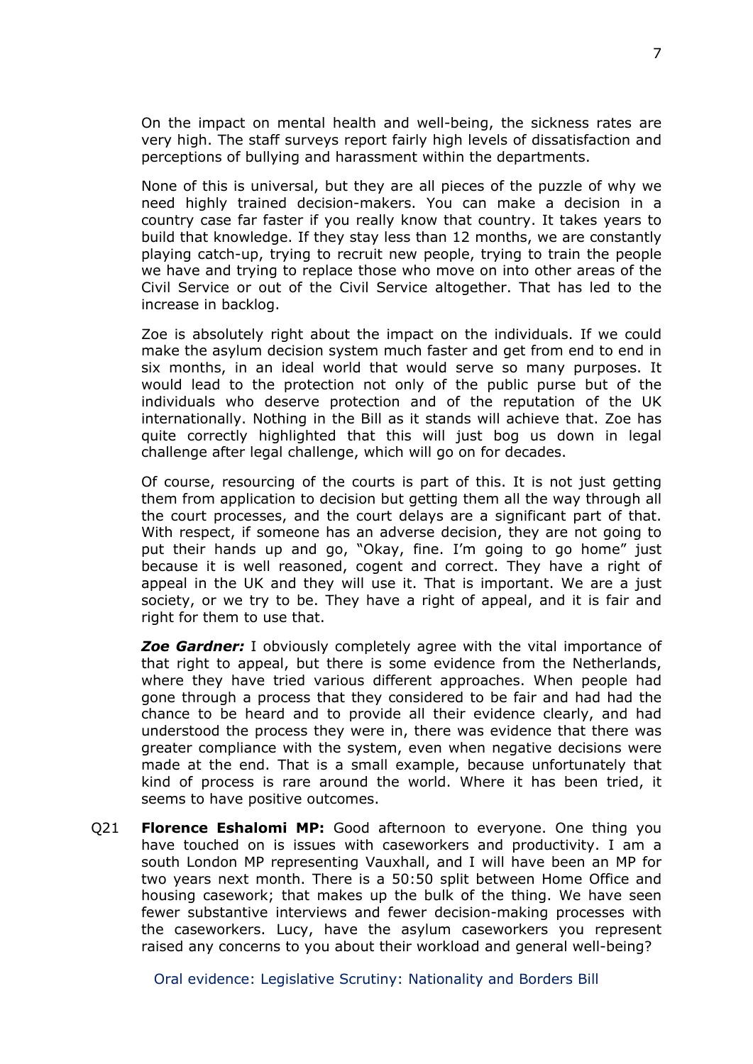On the impact on mental health and well-being, the sickness rates are very high. The staff surveys report fairly high levels of dissatisfaction and perceptions of bullying and harassment within the departments.

None of this is universal, but they are all pieces of the puzzle of why we need highly trained decision-makers. You can make a decision in a country case far faster if you really know that country. It takes years to build that knowledge. If they stay less than 12 months, we are constantly playing catch-up, trying to recruit new people, trying to train the people we have and trying to replace those who move on into other areas of the Civil Service or out of the Civil Service altogether. That has led to the increase in backlog.

Zoe is absolutely right about the impact on the individuals. If we could make the asylum decision system much faster and get from end to end in six months, in an ideal world that would serve so many purposes. It would lead to the protection not only of the public purse but of the individuals who deserve protection and of the reputation of the UK internationally. Nothing in the Bill as it stands will achieve that. Zoe has quite correctly highlighted that this will just bog us down in legal challenge after legal challenge, which will go on for decades.

Of course, resourcing of the courts is part of this. It is not just getting them from application to decision but getting them all the way through all the court processes, and the court delays are a significant part of that. With respect, if someone has an adverse decision, they are not going to put their hands up and go, "Okay, fine. I'm going to go home" just because it is well reasoned, cogent and correct. They have a right of appeal in the UK and they will use it. That is important. We are a just society, or we try to be. They have a right of appeal, and it is fair and right for them to use that.

***Zoe Gardner:*** I obviously completely agree with the vital importance of that right to appeal, but there is some evidence from the Netherlands, where they have tried various different approaches. When people had gone through a process that they considered to be fair and had had the chance to be heard and to provide all their evidence clearly, and had understood the process they were in, there was evidence that there was greater compliance with the system, even when negative decisions were made at the end. That is a small example, because unfortunately that kind of process is rare around the world. Where it has been tried, it seems to have positive outcomes.

Q21 **Florence Eshalomi MP:** Good afternoon to everyone. One thing you have touched on is issues with caseworkers and productivity. I am a south London MP representing Vauxhall, and I will have been an MP for two years next month. There is a 50:50 split between Home Office and housing casework; that makes up the bulk of the thing. We have seen fewer substantive interviews and fewer decision-making processes with the caseworkers. Lucy, have the asylum caseworkers you represent raised any concerns to you about their workload and general well-being?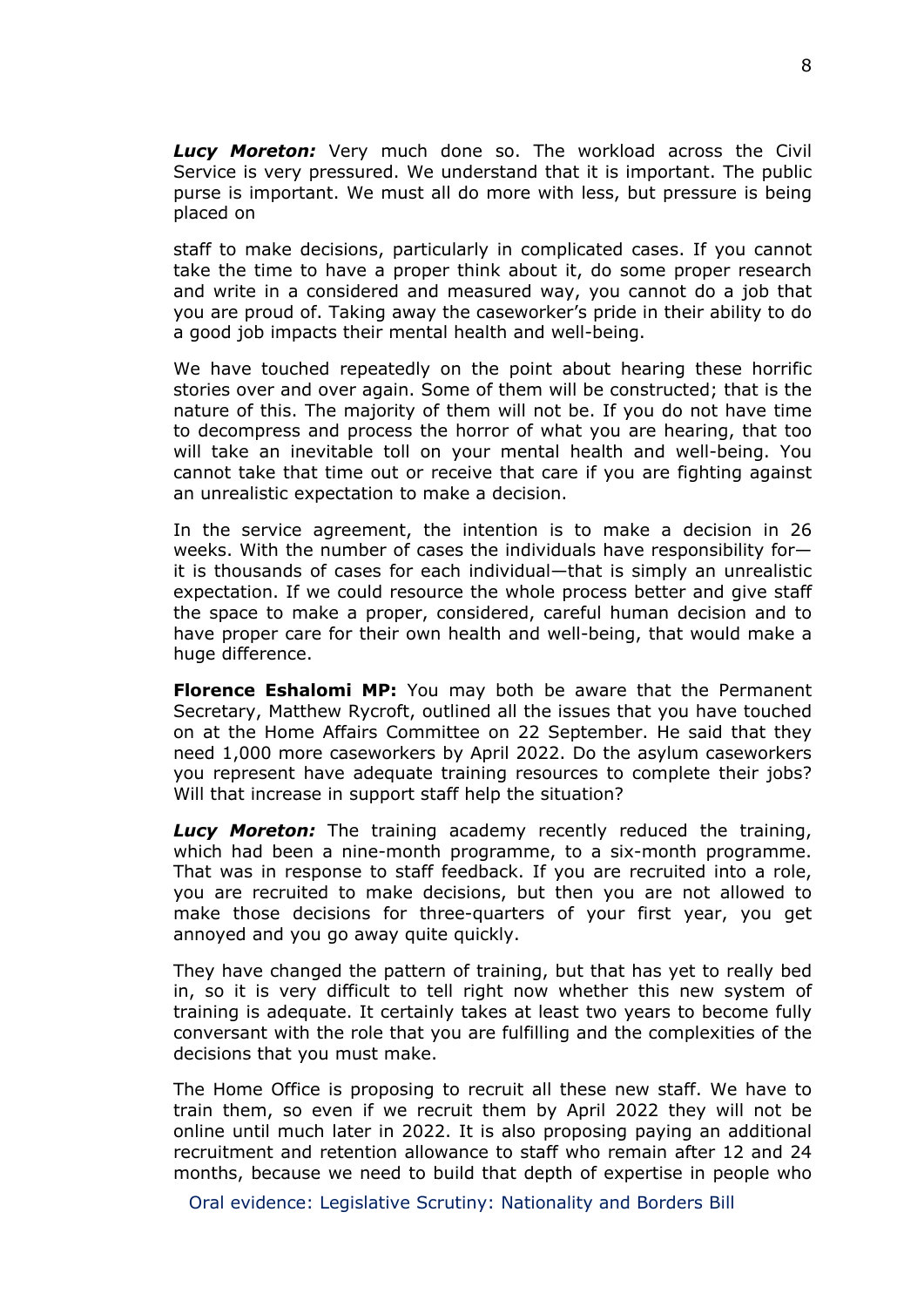***Lucy Moreton:*** Very much done so. The workload across the Civil Service is very pressured. We understand that it is important. The public purse is important. We must all do more with less, but pressure is being placed on

staff to make decisions, particularly in complicated cases. If you cannot take the time to have a proper think about it, do some proper research and write in a considered and measured way, you cannot do a job that you are proud of. Taking away the caseworker's pride in their ability to do a good job impacts their mental health and well-being.

We have touched repeatedly on the point about hearing these horrific stories over and over again. Some of them will be constructed; that is the nature of this. The majority of them will not be. If you do not have time to decompress and process the horror of what you are hearing, that too will take an inevitable toll on your mental health and well-being. You cannot take that time out or receive that care if you are fighting against an unrealistic expectation to make a decision.

In the service agreement, the intention is to make a decision in 26 weeks. With the number of cases the individuals have responsibility for—it is thousands of cases for each individual—that is simply an unrealistic expectation. If we could resource the whole process better and give staff the space to make a proper, considered, careful human decision and to have proper care for their own health and well-being, that would make a huge difference.

**Florence Eshalomi MP:** You may both be aware that the Permanent Secretary, Matthew Rycroft, outlined all the issues that you have touched on at the Home Affairs Committee on 22 September. He said that they need 1,000 more caseworkers by April 2022. Do the asylum caseworkers you represent have adequate training resources to complete their jobs? Will that increase in support staff help the situation?

***Lucy Moreton:*** The training academy recently reduced the training, which had been a nine-month programme, to a six-month programme. That was in response to staff feedback. If you are recruited into a role, you are recruited to make decisions, but then you are not allowed to make those decisions for three-quarters of your first year, you get annoyed and you go away quite quickly.

They have changed the pattern of training, but that has yet to really bed in, so it is very difficult to tell right now whether this new system of training is adequate. It certainly takes at least two years to become fully conversant with the role that you are fulfilling and the complexities of the decisions that you must make.

The Home Office is proposing to recruit all these new staff. We have to train them, so even if we recruit them by April 2022 they will not be online until much later in 2022. It is also proposing paying an additional recruitment and retention allowance to staff who remain after 12 and 24 months, because we need to build that depth of expertise in people who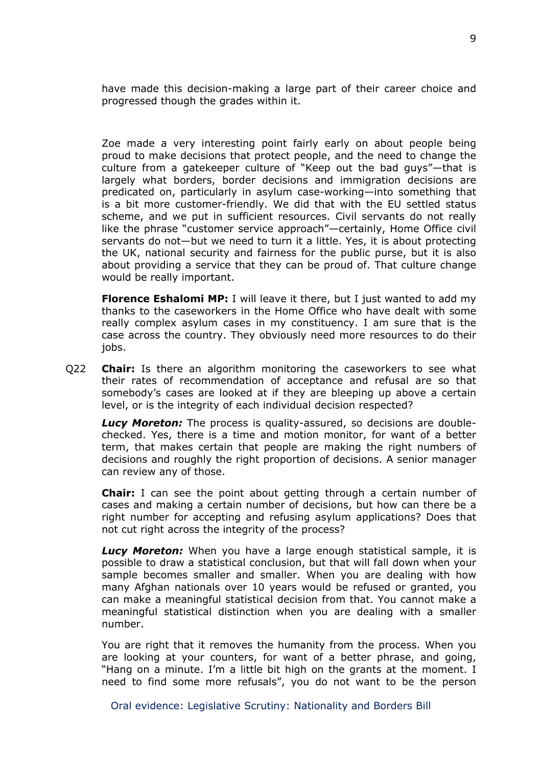have made this decision-making a large part of their career choice and progressed though the grades within it.

Zoe made a very interesting point fairly early on about people being proud to make decisions that protect people, and the need to change the culture from a gatekeeper culture of "Keep out the bad guys"—that is largely what borders, border decisions and immigration decisions are predicated on, particularly in asylum case-working—into something that is a bit more customer-friendly. We did that with the EU settled status scheme, and we put in sufficient resources. Civil servants do not really like the phrase "customer service approach"—certainly, Home Office civil servants do not—but we need to turn it a little. Yes, it is about protecting the UK, national security and fairness for the public purse, but it is also about providing a service that they can be proud of. That culture change would be really important.

**Florence Eshalomi MP:** I will leave it there, but I just wanted to add my thanks to the caseworkers in the Home Office who have dealt with some really complex asylum cases in my constituency. I am sure that is the case across the country. They obviously need more resources to do their jobs.

Q22 **Chair:** Is there an algorithm monitoring the caseworkers to see what their rates of recommendation of acceptance and refusal are so that somebody's cases are looked at if they are bleeping up above a certain level, or is the integrity of each individual decision respected?

***Lucy Moreton:*** The process is quality-assured, so decisions are double-checked. Yes, there is a time and motion monitor, for want of a better term, that makes certain that people are making the right numbers of decisions and roughly the right proportion of decisions. A senior manager can review any of those.

**Chair:** I can see the point about getting through a certain number of cases and making a certain number of decisions, but how can there be a right number for accepting and refusing asylum applications? Does that not cut right across the integrity of the process?

***Lucy Moreton:*** When you have a large enough statistical sample, it is possible to draw a statistical conclusion, but that will fall down when your sample becomes smaller and smaller. When you are dealing with how many Afghan nationals over 10 years would be refused or granted, you can make a meaningful statistical decision from that. You cannot make a meaningful statistical distinction when you are dealing with a smaller number.

You are right that it removes the humanity from the process. When you are looking at your counters, for want of a better phrase, and going, "Hang on a minute. I'm a little bit high on the grants at the moment. I need to find some more refusals", you do not want to be the person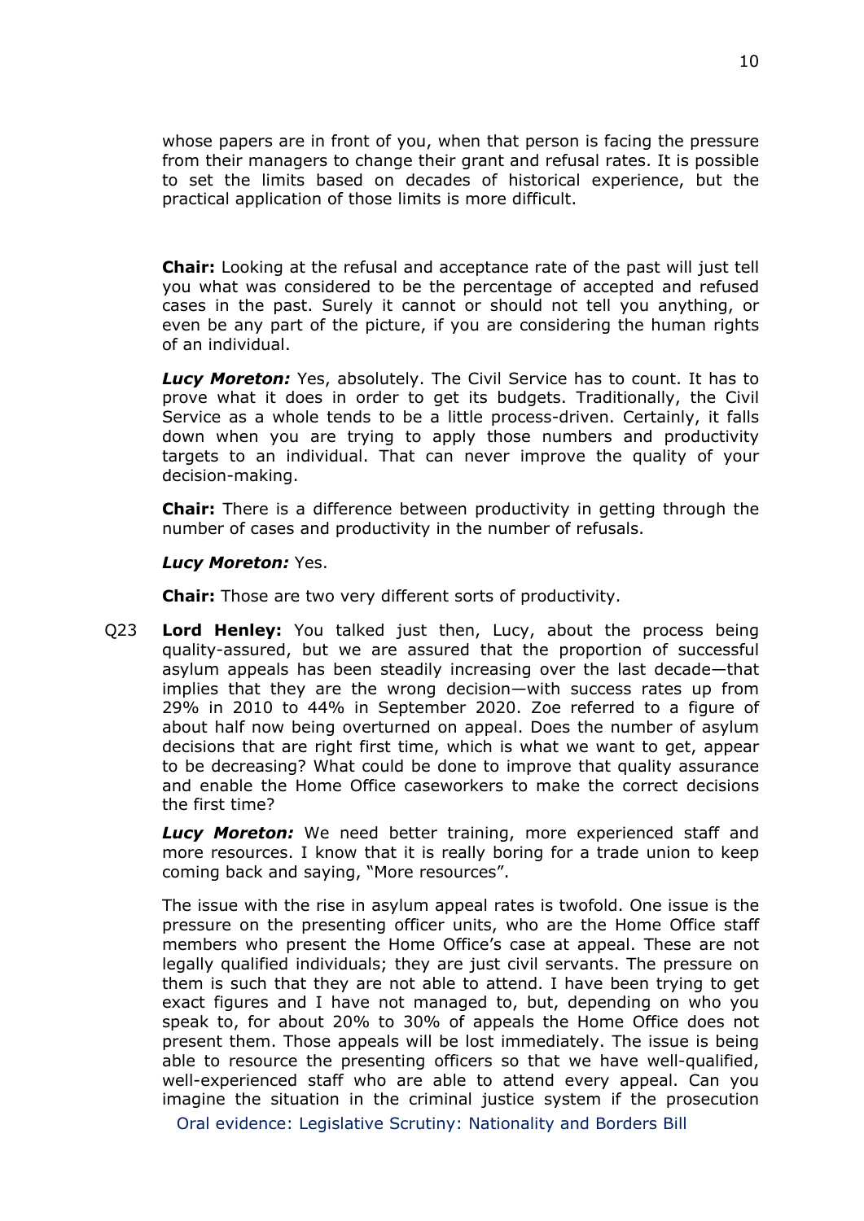whose papers are in front of you, when that person is facing the pressure from their managers to change their grant and refusal rates. It is possible to set the limits based on decades of historical experience, but the practical application of those limits is more difficult.

**Chair:** Looking at the refusal and acceptance rate of the past will just tell you what was considered to be the percentage of accepted and refused cases in the past. Surely it cannot or should not tell you anything, or even be any part of the picture, if you are considering the human rights of an individual.

***Lucy Moreton:*** Yes, absolutely. The Civil Service has to count. It has to prove what it does in order to get its budgets. Traditionally, the Civil Service as a whole tends to be a little process-driven. Certainly, it falls down when you are trying to apply those numbers and productivity targets to an individual. That can never improve the quality of your decision-making.

**Chair:** There is a difference between productivity in getting through the number of cases and productivity in the number of refusals.

***Lucy Moreton:*** Yes.

**Chair:** Those are two very different sorts of productivity.

Q23 **Lord Henley:** You talked just then, Lucy, about the process being quality-assured, but we are assured that the proportion of successful asylum appeals has been steadily increasing over the last decade—that implies that they are the wrong decision—with success rates up from 29% in 2010 to 44% in September 2020. Zoe referred to a figure of about half now being overturned on appeal. Does the number of asylum decisions that are right first time, which is what we want to get, appear to be decreasing? What could be done to improve that quality assurance and enable the Home Office caseworkers to make the correct decisions the first time?

***Lucy Moreton:*** We need better training, more experienced staff and more resources. I know that it is really boring for a trade union to keep coming back and saying, "More resources".

The issue with the rise in asylum appeal rates is twofold. One issue is the pressure on the presenting officer units, who are the Home Office staff members who present the Home Office's case at appeal. These are not legally qualified individuals; they are just civil servants. The pressure on them is such that they are not able to attend. I have been trying to get exact figures and I have not managed to, but, depending on who you speak to, for about 20% to 30% of appeals the Home Office does not present them. Those appeals will be lost immediately. The issue is being able to resource the presenting officers so that we have well-qualified, well-experienced staff who are able to attend every appeal. Can you imagine the situation in the criminal justice system if the prosecution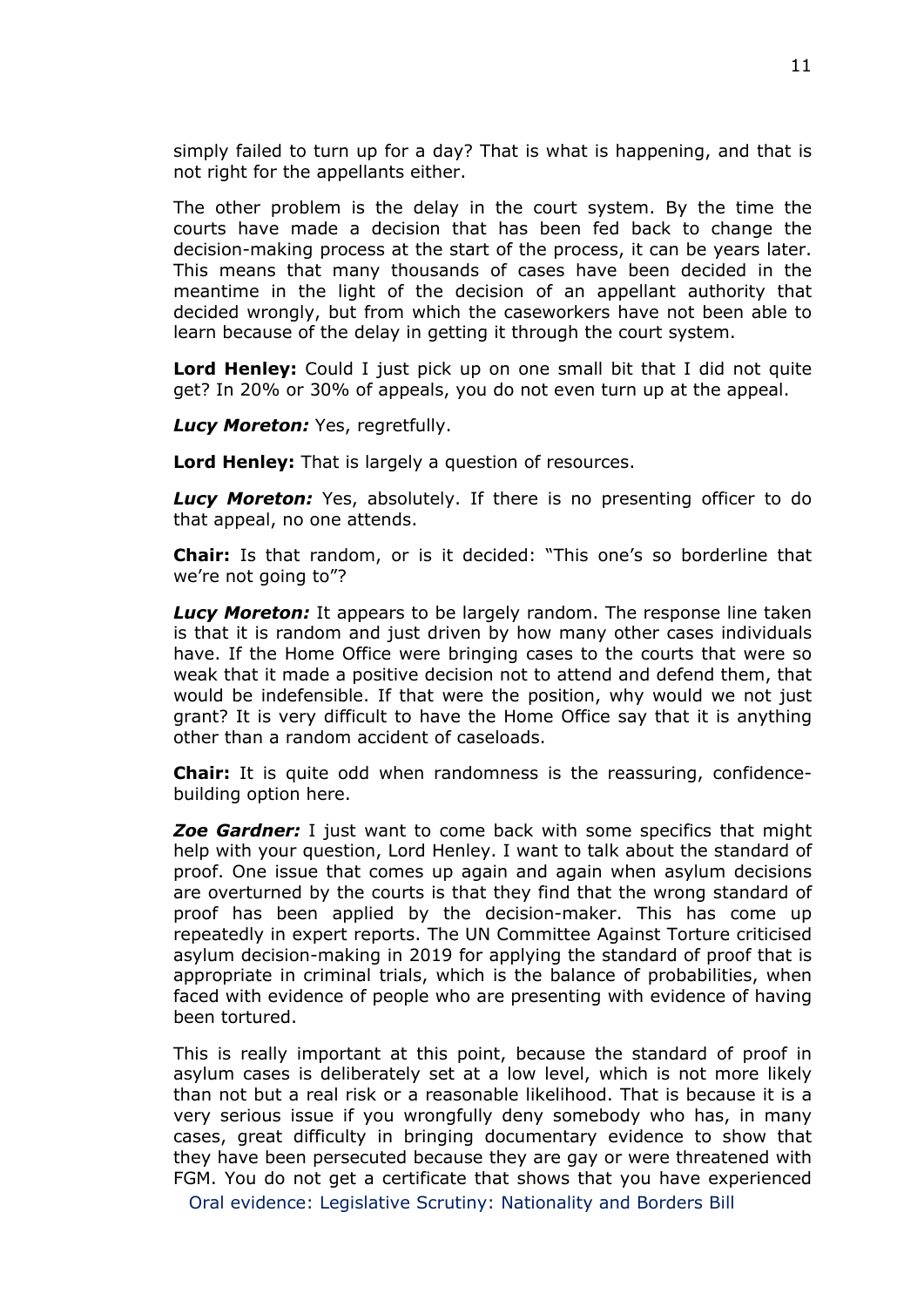simply failed to turn up for a day? That is what is happening, and that is not right for the appellants either.

The other problem is the delay in the court system. By the time the courts have made a decision that has been fed back to change the decision-making process at the start of the process, it can be years later. This means that many thousands of cases have been decided in the meantime in the light of the decision of an appellant authority that decided wrongly, but from which the caseworkers have not been able to learn because of the delay in getting it through the court system.

**Lord Henley:** Could I just pick up on one small bit that I did not quite get? In 20% or 30% of appeals, you do not even turn up at the appeal.

***Lucy Moreton:*** Yes, regretfully.

**Lord Henley:** That is largely a question of resources.

***Lucy Moreton:*** Yes, absolutely. If there is no presenting officer to do that appeal, no one attends.

**Chair:** Is that random, or is it decided: "This one's so borderline that we're not going to"?

***Lucy Moreton:*** It appears to be largely random. The response line taken is that it is random and just driven by how many other cases individuals have. If the Home Office were bringing cases to the courts that were so weak that it made a positive decision not to attend and defend them, that would be indefensible. If that were the position, why would we not just grant? It is very difficult to have the Home Office say that it is anything other than a random accident of caseloads.

**Chair:** It is quite odd when randomness is the reassuring, confidence-building option here.

***Zoe Gardner:*** I just want to come back with some specifics that might help with your question, Lord Henley. I want to talk about the standard of proof. One issue that comes up again and again when asylum decisions are overturned by the courts is that they find that the wrong standard of proof has been applied by the decision-maker. This has come up repeatedly in expert reports. The UN Committee Against Torture criticised asylum decision-making in 2019 for applying the standard of proof that is appropriate in criminal trials, which is the balance of probabilities, when faced with evidence of people who are presenting with evidence of having been tortured.

This is really important at this point, because the standard of proof in asylum cases is deliberately set at a low level, which is not more likely than not but a real risk or a reasonable likelihood. That is because it is a very serious issue if you wrongfully deny somebody who has, in many cases, great difficulty in bringing documentary evidence to show that they have been persecuted because they are gay or were threatened with FGM. You do not get a certificate that shows that you have experienced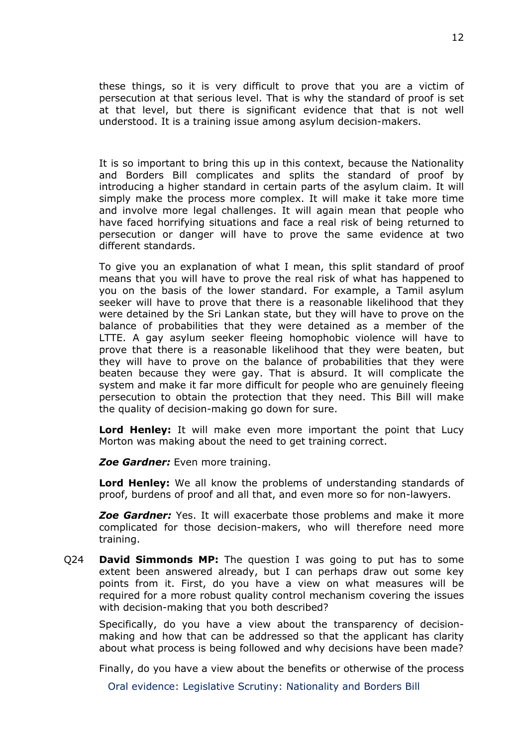these things, so it is very difficult to prove that you are a victim of persecution at that serious level. That is why the standard of proof is set at that level, but there is significant evidence that that is not well understood. It is a training issue among asylum decision-makers.

It is so important to bring this up in this context, because the Nationality and Borders Bill complicates and splits the standard of proof by introducing a higher standard in certain parts of the asylum claim. It will simply make the process more complex. It will make it take more time and involve more legal challenges. It will again mean that people who have faced horrifying situations and face a real risk of being returned to persecution or danger will have to prove the same evidence at two different standards.

To give you an explanation of what I mean, this split standard of proof means that you will have to prove the real risk of what has happened to you on the basis of the lower standard. For example, a Tamil asylum seeker will have to prove that there is a reasonable likelihood that they were detained by the Sri Lankan state, but they will have to prove on the balance of probabilities that they were detained as a member of the LTTE. A gay asylum seeker fleeing homophobic violence will have to prove that there is a reasonable likelihood that they were beaten, but they will have to prove on the balance of probabilities that they were beaten because they were gay. That is absurd. It will complicate the system and make it far more difficult for people who are genuinely fleeing persecution to obtain the protection that they need. This Bill will make the quality of decision-making go down for sure.

**Lord Henley:** It will make even more important the point that Lucy Morton was making about the need to get training correct.

***Zoe Gardner:*** Even more training.

**Lord Henley:** We all know the problems of understanding standards of proof, burdens of proof and all that, and even more so for non-lawyers.

***Zoe Gardner:*** Yes. It will exacerbate those problems and make it more complicated for those decision-makers, who will therefore need more training.

Q24 **David Simmonds MP:** The question I was going to put has to some extent been answered already, but I can perhaps draw out some key points from it. First, do you have a view on what measures will be required for a more robust quality control mechanism covering the issues with decision-making that you both described?

Specifically, do you have a view about the transparency of decision-making and how that can be addressed so that the applicant has clarity about what process is being followed and why decisions have been made?

Finally, do you have a view about the benefits or otherwise of the process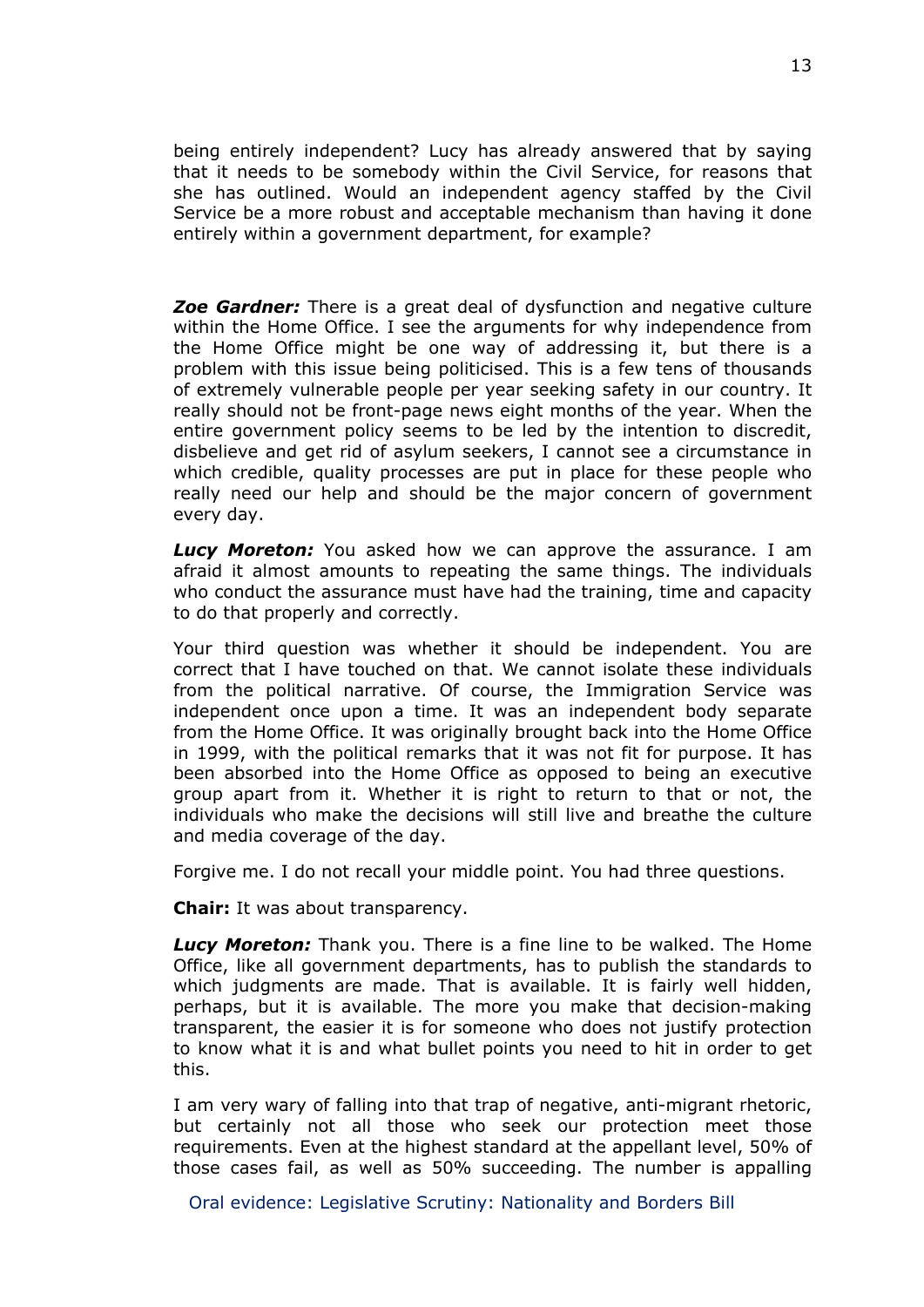being entirely independent? Lucy has already answered that by saying that it needs to be somebody within the Civil Service, for reasons that she has outlined. Would an independent agency staffed by the Civil Service be a more robust and acceptable mechanism than having it done entirely within a government department, for example?

***Zoe Gardner:*** There is a great deal of dysfunction and negative culture within the Home Office. I see the arguments for why independence from the Home Office might be one way of addressing it, but there is a problem with this issue being politicised. This is a few tens of thousands of extremely vulnerable people per year seeking safety in our country. It really should not be front-page news eight months of the year. When the entire government policy seems to be led by the intention to discredit, disbelieve and get rid of asylum seekers, I cannot see a circumstance in which credible, quality processes are put in place for these people who really need our help and should be the major concern of government every day.

***Lucy Moreton:*** You asked how we can approve the assurance. I am afraid it almost amounts to repeating the same things. The individuals who conduct the assurance must have had the training, time and capacity to do that properly and correctly.

Your third question was whether it should be independent. You are correct that I have touched on that. We cannot isolate these individuals from the political narrative. Of course, the Immigration Service was independent once upon a time. It was an independent body separate from the Home Office. It was originally brought back into the Home Office in 1999, with the political remarks that it was not fit for purpose. It has been absorbed into the Home Office as opposed to being an executive group apart from it. Whether it is right to return to that or not, the individuals who make the decisions will still live and breathe the culture and media coverage of the day.

Forgive me. I do not recall your middle point. You had three questions.

**Chair:** It was about transparency.

***Lucy Moreton:*** Thank you. There is a fine line to be walked. The Home Office, like all government departments, has to publish the standards to which judgments are made. That is available. It is fairly well hidden, perhaps, but it is available. The more you make that decision-making transparent, the easier it is for someone who does not justify protection to know what it is and what bullet points you need to hit in order to get this.

I am very wary of falling into that trap of negative, anti-migrant rhetoric, but certainly not all those who seek our protection meet those requirements. Even at the highest standard at the appellant level, 50% of those cases fail, as well as 50% succeeding. The number is appalling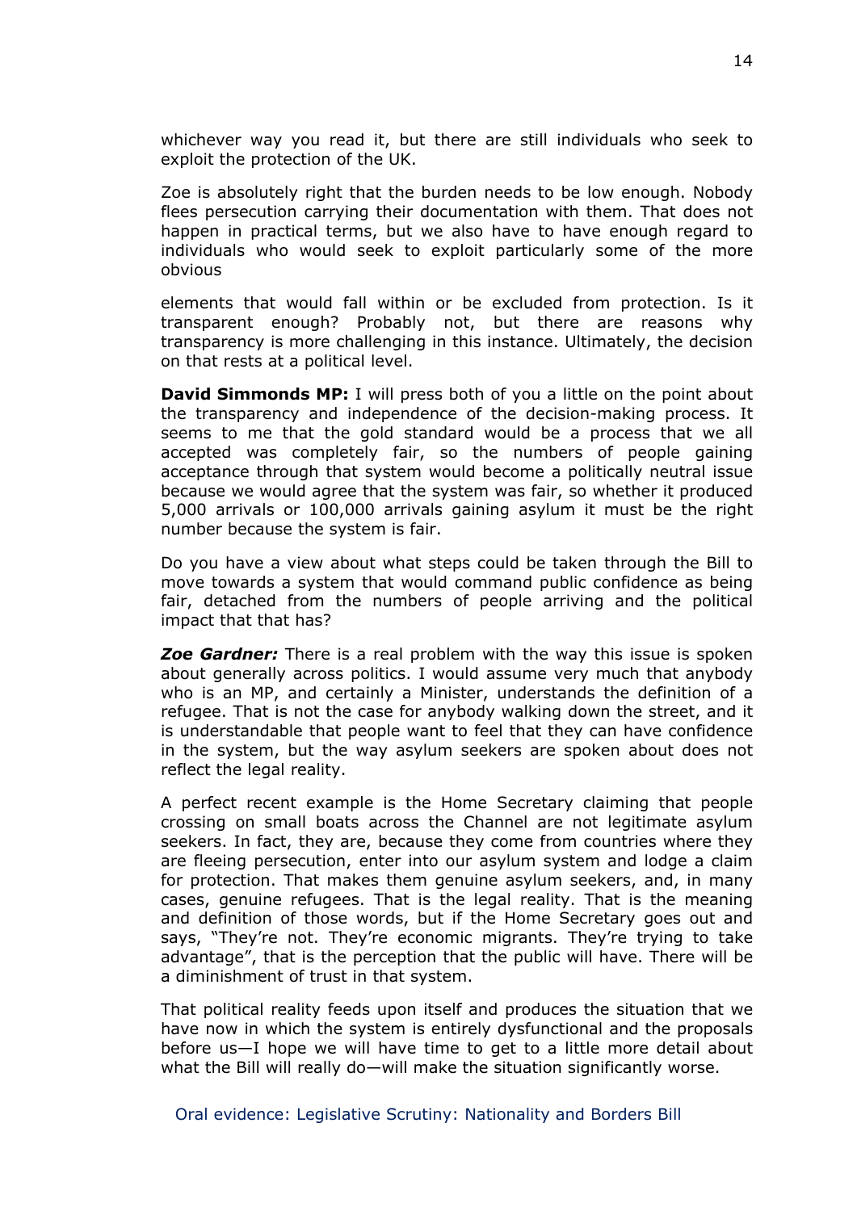whichever way you read it, but there are still individuals who seek to exploit the protection of the UK.

Zoe is absolutely right that the burden needs to be low enough. Nobody flees persecution carrying their documentation with them. That does not happen in practical terms, but we also have to have enough regard to individuals who would seek to exploit particularly some of the more obvious

elements that would fall within or be excluded from protection. Is it transparent enough? Probably not, but there are reasons why transparency is more challenging in this instance. Ultimately, the decision on that rests at a political level.

**David Simmonds MP:** I will press both of you a little on the point about the transparency and independence of the decision-making process. It seems to me that the gold standard would be a process that we all accepted was completely fair, so the numbers of people gaining acceptance through that system would become a politically neutral issue because we would agree that the system was fair, so whether it produced 5,000 arrivals or 100,000 arrivals gaining asylum it must be the right number because the system is fair.

Do you have a view about what steps could be taken through the Bill to move towards a system that would command public confidence as being fair, detached from the numbers of people arriving and the political impact that that has?

***Zoe Gardner:*** There is a real problem with the way this issue is spoken about generally across politics. I would assume very much that anybody who is an MP, and certainly a Minister, understands the definition of a refugee. That is not the case for anybody walking down the street, and it is understandable that people want to feel that they can have confidence in the system, but the way asylum seekers are spoken about does not reflect the legal reality.

A perfect recent example is the Home Secretary claiming that people crossing on small boats across the Channel are not legitimate asylum seekers. In fact, they are, because they come from countries where they are fleeing persecution, enter into our asylum system and lodge a claim for protection. That makes them genuine asylum seekers, and, in many cases, genuine refugees. That is the legal reality. That is the meaning and definition of those words, but if the Home Secretary goes out and says, "They're not. They're economic migrants. They're trying to take advantage", that is the perception that the public will have. There will be a diminishment of trust in that system.

That political reality feeds upon itself and produces the situation that we have now in which the system is entirely dysfunctional and the proposals before us—I hope we will have time to get to a little more detail about what the Bill will really do—will make the situation significantly worse.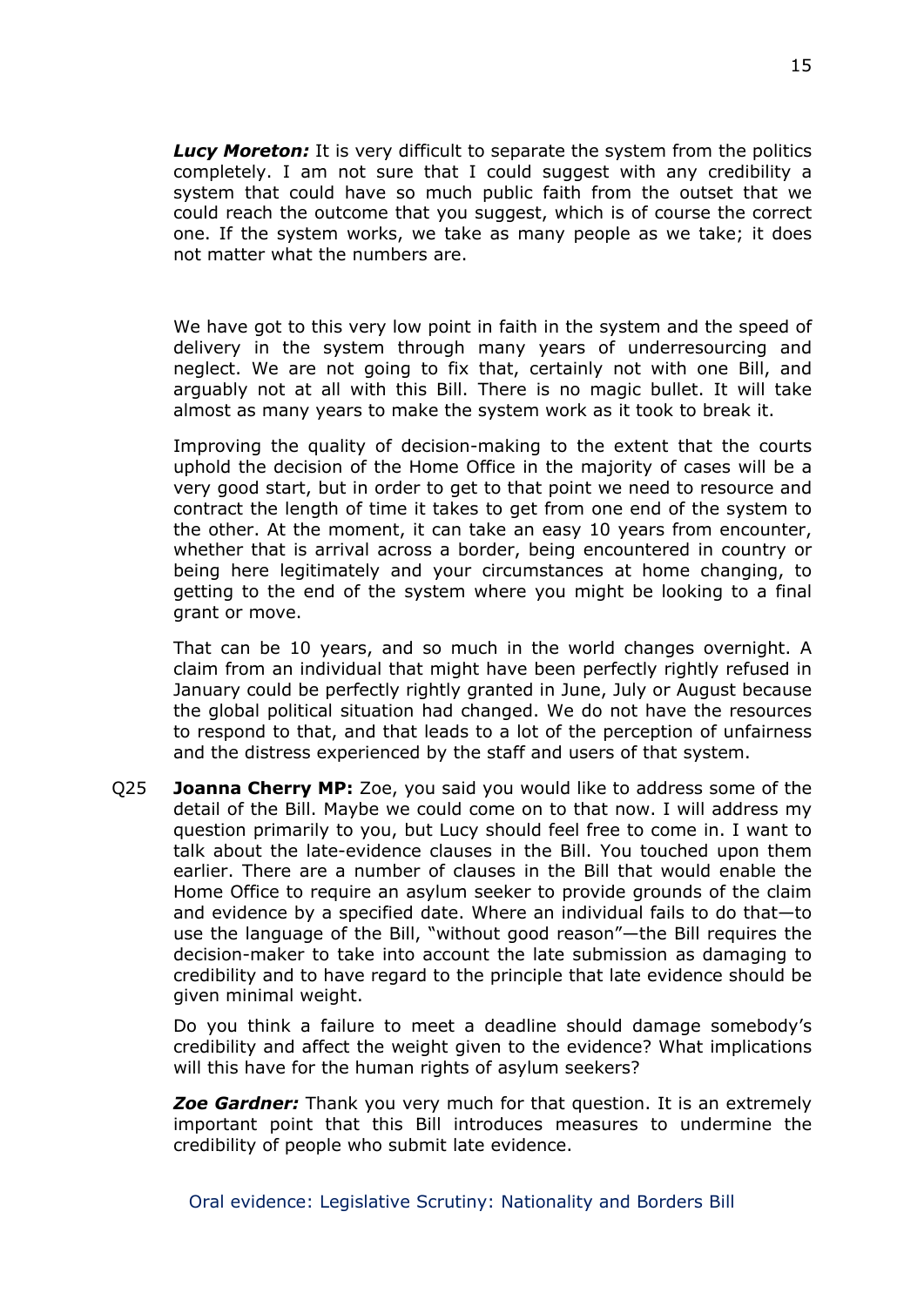***Lucy Moreton:*** It is very difficult to separate the system from the politics completely. I am not sure that I could suggest with any credibility a system that could have so much public faith from the outset that we could reach the outcome that you suggest, which is of course the correct one. If the system works, we take as many people as we take; it does not matter what the numbers are.

We have got to this very low point in faith in the system and the speed of delivery in the system through many years of underresourcing and neglect. We are not going to fix that, certainly not with one Bill, and arguably not at all with this Bill. There is no magic bullet. It will take almost as many years to make the system work as it took to break it.

Improving the quality of decision-making to the extent that the courts uphold the decision of the Home Office in the majority of cases will be a very good start, but in order to get to that point we need to resource and contract the length of time it takes to get from one end of the system to the other. At the moment, it can take an easy 10 years from encounter, whether that is arrival across a border, being encountered in country or being here legitimately and your circumstances at home changing, to getting to the end of the system where you might be looking to a final grant or move.

That can be 10 years, and so much in the world changes overnight. A claim from an individual that might have been perfectly rightly refused in January could be perfectly rightly granted in June, July or August because the global political situation had changed. We do not have the resources to respond to that, and that leads to a lot of the perception of unfairness and the distress experienced by the staff and users of that system.

Q25 **Joanna Cherry MP:** Zoe, you said you would like to address some of the detail of the Bill. Maybe we could come on to that now. I will address my question primarily to you, but Lucy should feel free to come in. I want to talk about the late-evidence clauses in the Bill. You touched upon them earlier. There are a number of clauses in the Bill that would enable the Home Office to require an asylum seeker to provide grounds of the claim and evidence by a specified date. Where an individual fails to do that—to use the language of the Bill, "without good reason"—the Bill requires the decision-maker to take into account the late submission as damaging to credibility and to have regard to the principle that late evidence should be given minimal weight.

Do you think a failure to meet a deadline should damage somebody's credibility and affect the weight given to the evidence? What implications will this have for the human rights of asylum seekers?

***Zoe Gardner:*** Thank you very much for that question. It is an extremely important point that this Bill introduces measures to undermine the credibility of people who submit late evidence.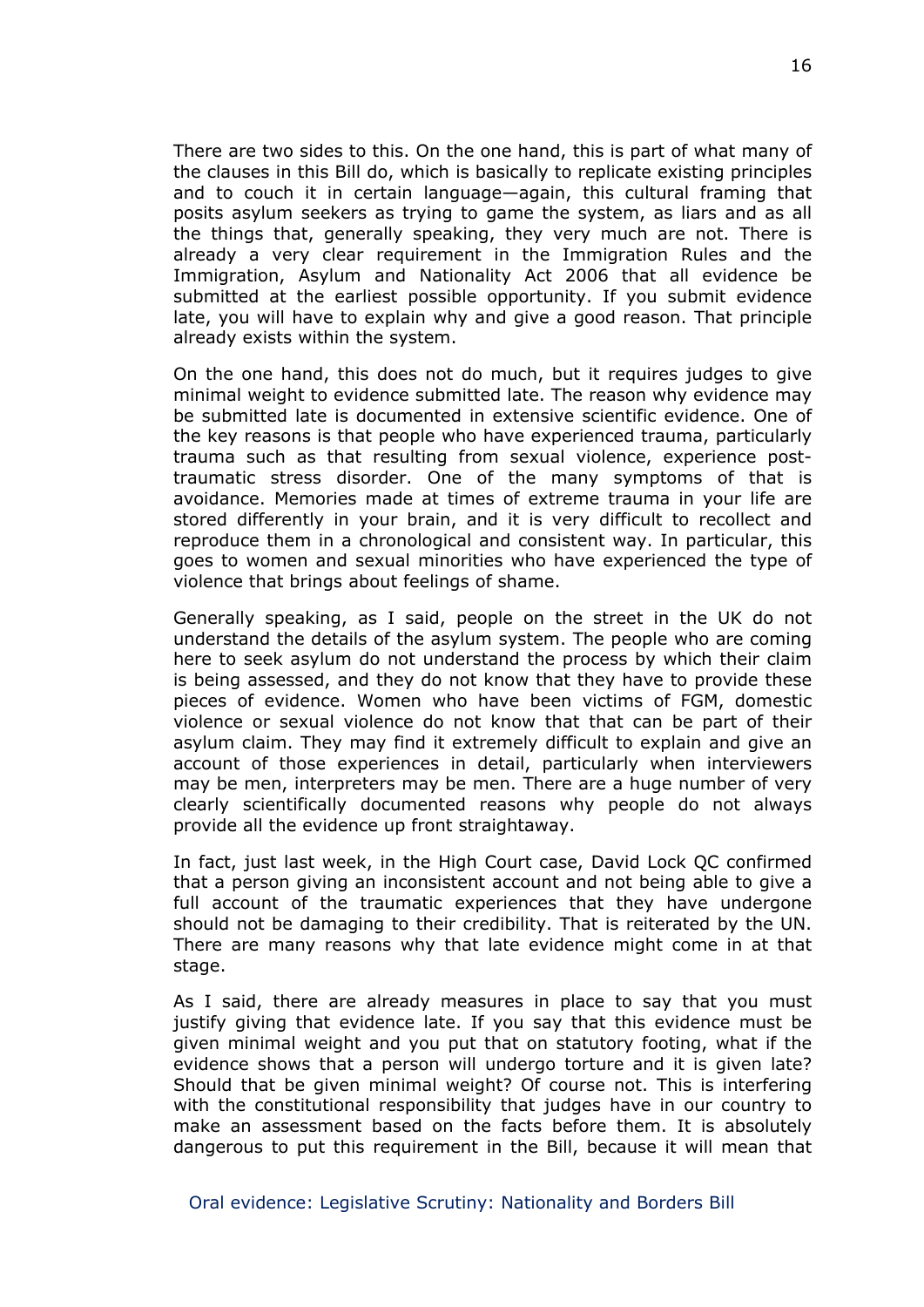There are two sides to this. On the one hand, this is part of what many of the clauses in this Bill do, which is basically to replicate existing principles and to couch it in certain language—again, this cultural framing that posits asylum seekers as trying to game the system, as liars and as all the things that, generally speaking, they very much are not. There is already a very clear requirement in the Immigration Rules and the Immigration, Asylum and Nationality Act 2006 that all evidence be submitted at the earliest possible opportunity. If you submit evidence late, you will have to explain why and give a good reason. That principle already exists within the system.

On the one hand, this does not do much, but it requires judges to give minimal weight to evidence submitted late. The reason why evidence may be submitted late is documented in extensive scientific evidence. One of the key reasons is that people who have experienced trauma, particularly trauma such as that resulting from sexual violence, experience post-traumatic stress disorder. One of the many symptoms of that is avoidance. Memories made at times of extreme trauma in your life are stored differently in your brain, and it is very difficult to recollect and reproduce them in a chronological and consistent way. In particular, this goes to women and sexual minorities who have experienced the type of violence that brings about feelings of shame.

Generally speaking, as I said, people on the street in the UK do not understand the details of the asylum system. The people who are coming here to seek asylum do not understand the process by which their claim is being assessed, and they do not know that they have to provide these pieces of evidence. Women who have been victims of FGM, domestic violence or sexual violence do not know that that can be part of their asylum claim. They may find it extremely difficult to explain and give an account of those experiences in detail, particularly when interviewers may be men, interpreters may be men. There a huge number of very clearly scientifically documented reasons why people do not always provide all the evidence up front straightaway.

In fact, just last week, in the High Court case, David Lock QC confirmed that a person giving an inconsistent account and not being able to give a full account of the traumatic experiences that they have undergone should not be damaging to their credibility. That is reiterated by the UN. There are many reasons why that late evidence might come in at that stage.

As I said, there are already measures in place to say that you must justify giving that evidence late. If you say that this evidence must be given minimal weight and you put that on statutory footing, what if the evidence shows that a person will undergo torture and it is given late? Should that be given minimal weight? Of course not. This is interfering with the constitutional responsibility that judges have in our country to make an assessment based on the facts before them. It is absolutely dangerous to put this requirement in the Bill, because it will mean that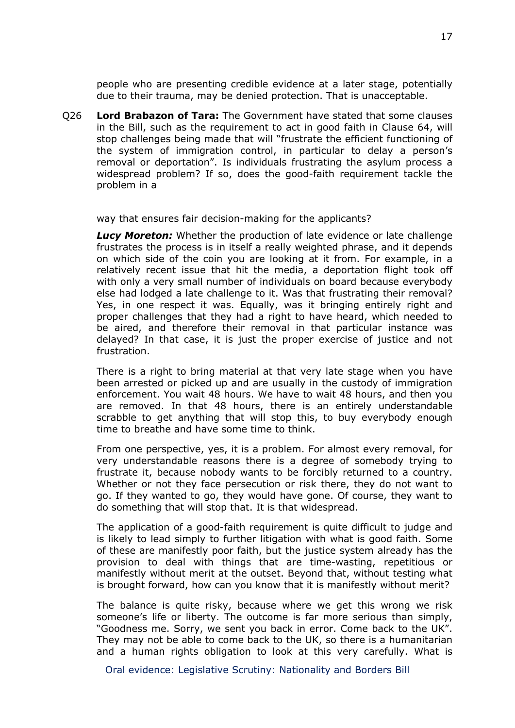people who are presenting credible evidence at a later stage, potentially due to their trauma, may be denied protection. That is unacceptable.

Q26 **Lord Brabazon of Tara:** The Government have stated that some clauses in the Bill, such as the requirement to act in good faith in Clause 64, will stop challenges being made that will "frustrate the efficient functioning of the system of immigration control, in particular to delay a person's removal or deportation". Is individuals frustrating the asylum process a widespread problem? If so, does the good-faith requirement tackle the problem in a way that ensures fair decision-making for the applicants?

***Lucy Moreton:*** Whether the production of late evidence or late challenge frustrates the process is in itself a really weighted phrase, and it depends on which side of the coin you are looking at it from. For example, in a relatively recent issue that hit the media, a deportation flight took off with only a very small number of individuals on board because everybody else had lodged a late challenge to it. Was that frustrating their removal? Yes, in one respect it was. Equally, was it bringing entirely right and proper challenges that they had a right to have heard, which needed to be aired, and therefore their removal in that particular instance was delayed? In that case, it is just the proper exercise of justice and not frustration.

There is a right to bring material at that very late stage when you have been arrested or picked up and are usually in the custody of immigration enforcement. You wait 48 hours. We have to wait 48 hours, and then you are removed. In that 48 hours, there is an entirely understandable scrabble to get anything that will stop this, to buy everybody enough time to breathe and have some time to think.

From one perspective, yes, it is a problem. For almost every removal, for very understandable reasons there is a degree of somebody trying to frustrate it, because nobody wants to be forcibly returned to a country. Whether or not they face persecution or risk there, they do not want to go. If they wanted to go, they would have gone. Of course, they want to do something that will stop that. It is that widespread.

The application of a good-faith requirement is quite difficult to judge and is likely to lead simply to further litigation with what is good faith. Some of these are manifestly poor faith, but the justice system already has the provision to deal with things that are time-wasting, repetitious or manifestly without merit at the outset. Beyond that, without testing what is brought forward, how can you know that it is manifestly without merit?

The balance is quite risky, because where we get this wrong we risk someone's life or liberty. The outcome is far more serious than simply, "Goodness me. Sorry, we sent you back in error. Come back to the UK". They may not be able to come back to the UK, so there is a humanitarian and a human rights obligation to look at this very carefully. What is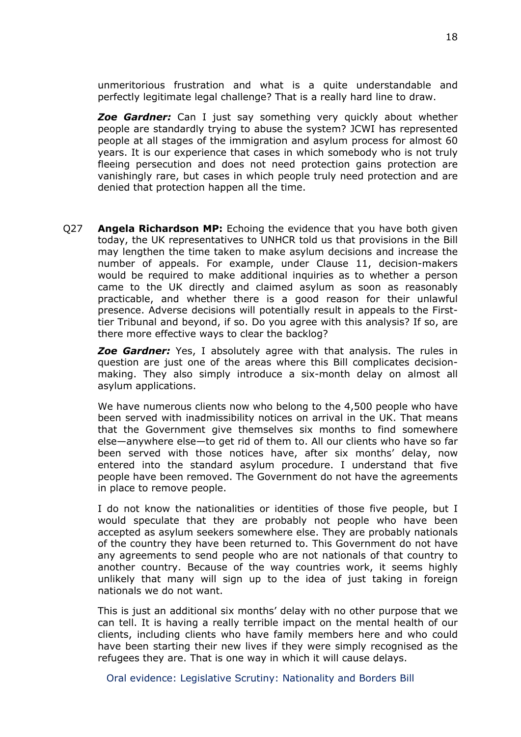unmeritorious frustration and what is a quite understandable and perfectly legitimate legal challenge? That is a really hard line to draw.

***Zoe Gardner:*** Can I just say something very quickly about whether people are standardly trying to abuse the system? JCWI has represented people at all stages of the immigration and asylum process for almost 60 years. It is our experience that cases in which somebody who is not truly fleeing persecution and does not need protection gains protection are vanishingly rare, but cases in which people truly need protection and are denied that protection happen all the time.

Q27 **Angela Richardson MP:** Echoing the evidence that you have both given today, the UK representatives to UNHCR told us that provisions in the Bill may lengthen the time taken to make asylum decisions and increase the number of appeals. For example, under Clause 11, decision-makers would be required to make additional inquiries as to whether a person came to the UK directly and claimed asylum as soon as reasonably practicable, and whether there is a good reason for their unlawful presence. Adverse decisions will potentially result in appeals to the First-tier Tribunal and beyond, if so. Do you agree with this analysis? If so, are there more effective ways to clear the backlog?

***Zoe Gardner:*** Yes, I absolutely agree with that analysis. The rules in question are just one of the areas where this Bill complicates decision-making. They also simply introduce a six-month delay on almost all asylum applications.

We have numerous clients now who belong to the 4,500 people who have been served with inadmissibility notices on arrival in the UK. That means that the Government give themselves six months to find somewhere else—anywhere else—to get rid of them to. All our clients who have so far been served with those notices have, after six months' delay, now entered into the standard asylum procedure. I understand that five people have been removed. The Government do not have the agreements in place to remove people.

I do not know the nationalities or identities of those five people, but I would speculate that they are probably not people who have been accepted as asylum seekers somewhere else. They are probably nationals of the country they have been returned to. This Government do not have any agreements to send people who are not nationals of that country to another country. Because of the way countries work, it seems highly unlikely that many will sign up to the idea of just taking in foreign nationals we do not want.

This is just an additional six months' delay with no other purpose that we can tell. It is having a really terrible impact on the mental health of our clients, including clients who have family members here and who could have been starting their new lives if they were simply recognised as the refugees they are. That is one way in which it will cause delays.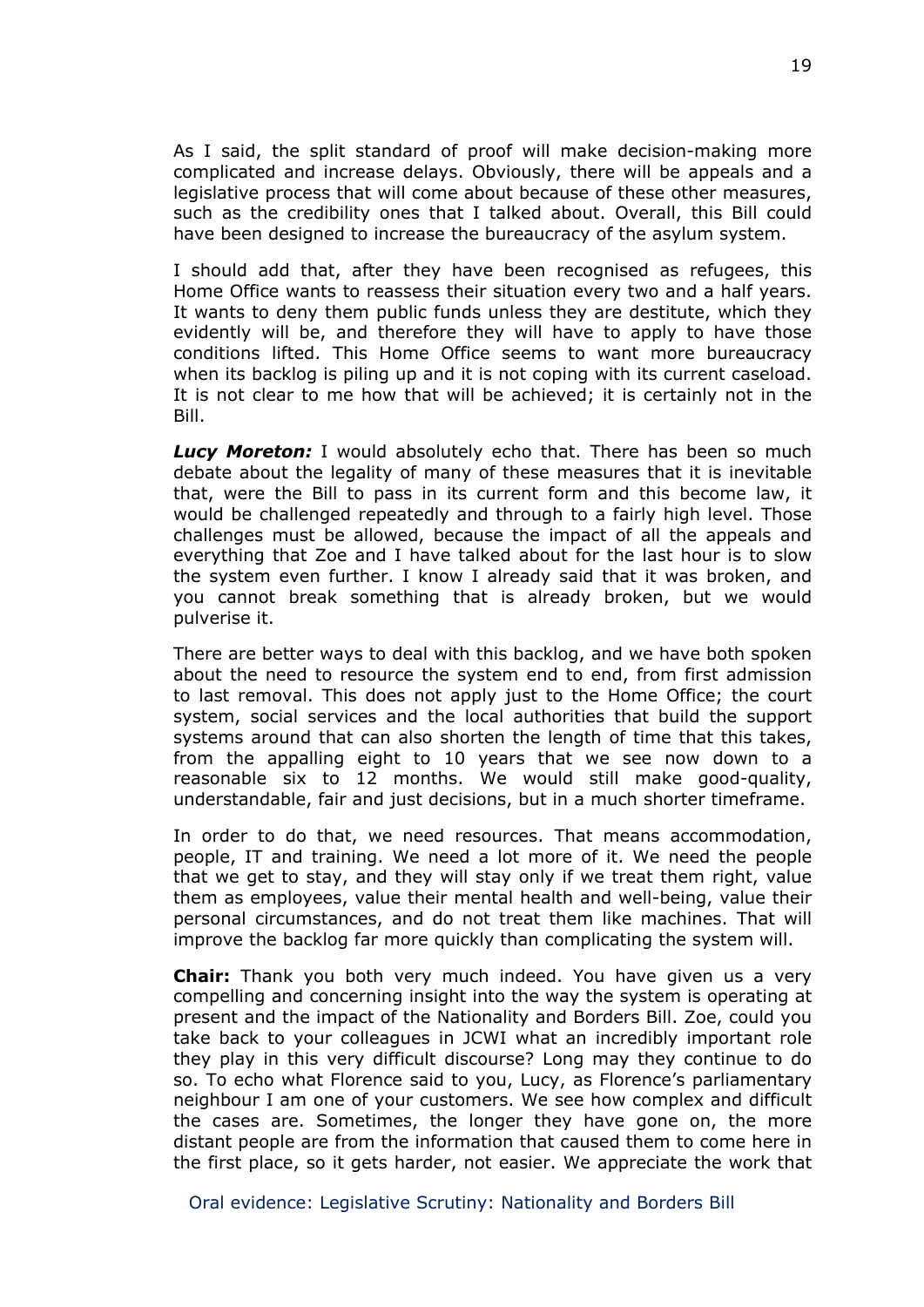As I said, the split standard of proof will make decision-making more complicated and increase delays. Obviously, there will be appeals and a legislative process that will come about because of these other measures, such as the credibility ones that I talked about. Overall, this Bill could have been designed to increase the bureaucracy of the asylum system.

I should add that, after they have been recognised as refugees, this Home Office wants to reassess their situation every two and a half years. It wants to deny them public funds unless they are destitute, which they evidently will be, and therefore they will have to apply to have those conditions lifted. This Home Office seems to want more bureaucracy when its backlog is piling up and it is not coping with its current caseload. It is not clear to me how that will be achieved; it is certainly not in the Bill.

***Lucy Moreton:*** I would absolutely echo that. There has been so much debate about the legality of many of these measures that it is inevitable that, were the Bill to pass in its current form and this become law, it would be challenged repeatedly and through to a fairly high level. Those challenges must be allowed, because the impact of all the appeals and everything that Zoe and I have talked about for the last hour is to slow the system even further. I know I already said that it was broken, and you cannot break something that is already broken, but we would pulverise it.

There are better ways to deal with this backlog, and we have both spoken about the need to resource the system end to end, from first admission to last removal. This does not apply just to the Home Office; the court system, social services and the local authorities that build the support systems around that can also shorten the length of time that this takes, from the appalling eight to 10 years that we see now down to a reasonable six to 12 months. We would still make good-quality, understandable, fair and just decisions, but in a much shorter timeframe.

In order to do that, we need resources. That means accommodation, people, IT and training. We need a lot more of it. We need the people that we get to stay, and they will stay only if we treat them right, value them as employees, value their mental health and well-being, value their personal circumstances, and do not treat them like machines. That will improve the backlog far more quickly than complicating the system will.

**Chair:** Thank you both very much indeed. You have given us a very compelling and concerning insight into the way the system is operating at present and the impact of the Nationality and Borders Bill. Zoe, could you take back to your colleagues in JCWI what an incredibly important role they play in this very difficult discourse? Long may they continue to do so. To echo what Florence said to you, Lucy, as Florence's parliamentary neighbour I am one of your customers. We see how complex and difficult the cases are. Sometimes, the longer they have gone on, the more distant people are from the information that caused them to come here in the first place, so it gets harder, not easier. We appreciate the work that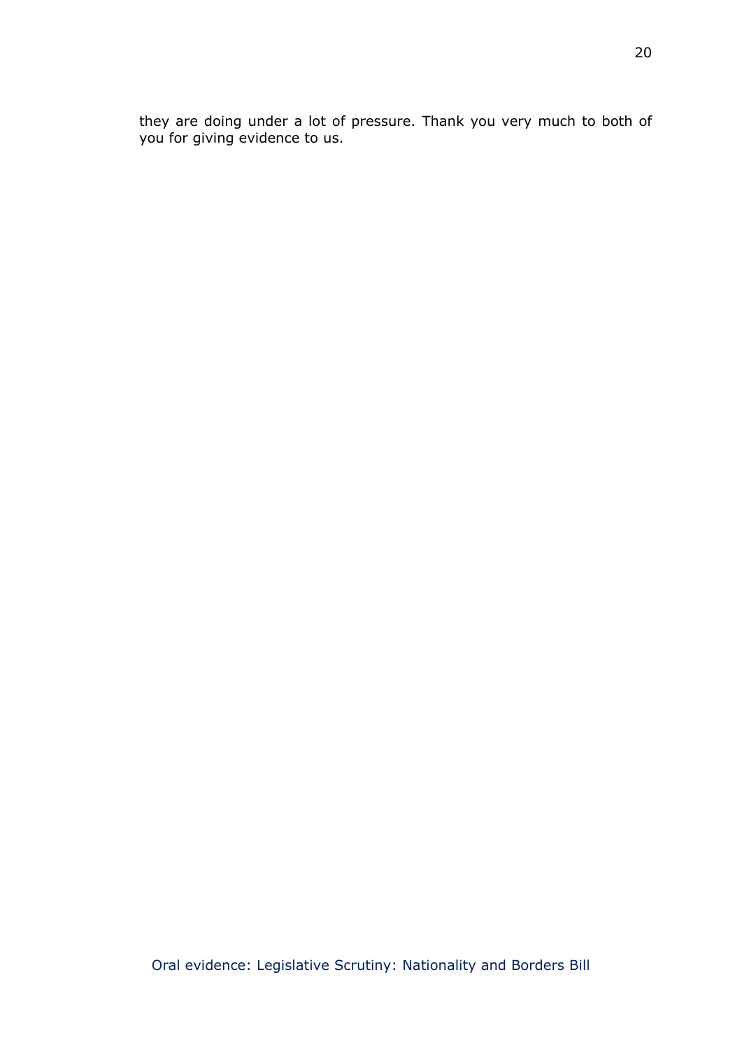they are doing under a lot of pressure. Thank you very much to both of you for giving evidence to us.